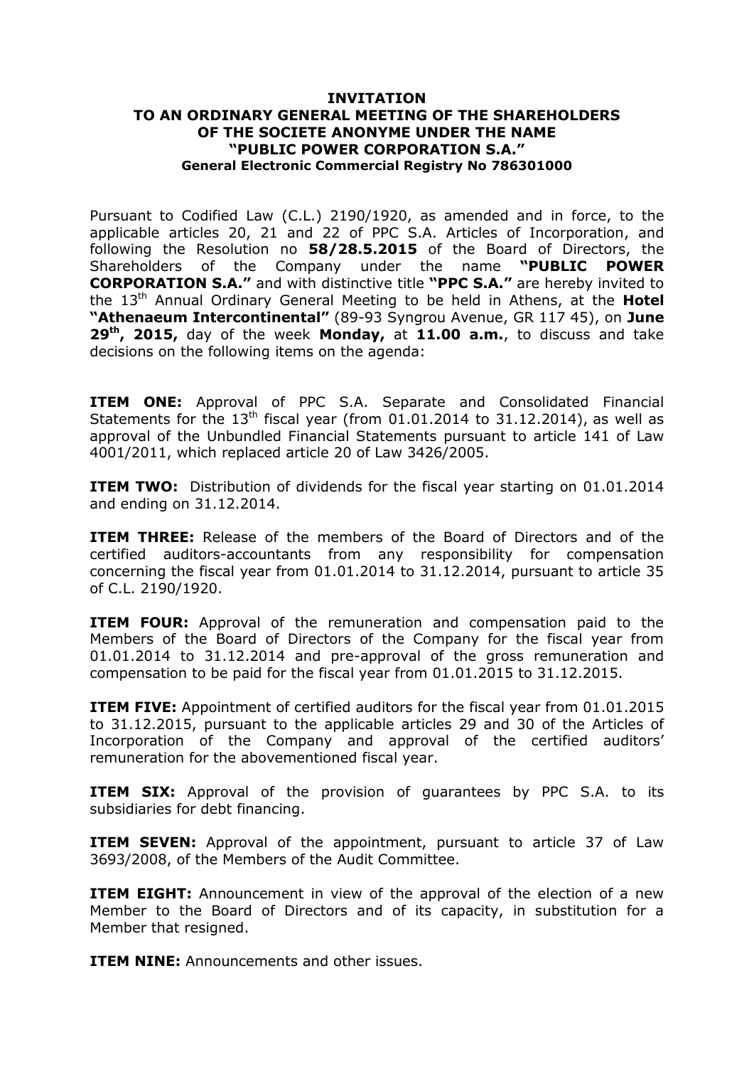# INVITATION
## TO AN ORDINARY GENERAL MEETING OF THE SHAREHOLDERS OF THE SOCIETE ANONYME UNDER THE NAME "PUBLIC POWER CORPORATION S.A."
### General Electronic Commercial Registry No 786301000

Pursuant to Codified Law (C.L.) 2190/1920, as amended and in force, to the applicable articles 20, 21 and 22 of PPC S.A. Articles of Incorporation, and following the Resolution no **58/28.5.2015** of the Board of Directors, the Shareholders of the Company under the name **"PUBLIC POWER CORPORATION S.A."** and with distinctive title **"PPC S.A."** are hereby invited to the 13th Annual Ordinary General Meeting to be held in Athens, at the **Hotel "Athenaeum Intercontinental"** (89-93 Syngrou Avenue, GR 117 45), on **June 29th, 2015,** day of the week **Monday,** at **11.00 a.m.**, to discuss and take decisions on the following items on the agenda:

**ITEM ONE:** Approval of PPC S.A. Separate and Consolidated Financial Statements for the 13th fiscal year (from 01.01.2014 to 31.12.2014), as well as approval of the Unbundled Financial Statements pursuant to article 141 of Law 4001/2011, which replaced article 20 of Law 3426/2005.

**ITEM TWO:** Distribution of dividends for the fiscal year starting on 01.01.2014 and ending on 31.12.2014.

**ITEM THREE:** Release of the members of the Board of Directors and of the certified auditors-accountants from any responsibility for compensation concerning the fiscal year from 01.01.2014 to 31.12.2014, pursuant to article 35 of C.L. 2190/1920.

**ITEM FOUR:** Approval of the remuneration and compensation paid to the Members of the Board of Directors of the Company for the fiscal year from 01.01.2014 to 31.12.2014 and pre-approval of the gross remuneration and compensation to be paid for the fiscal year from 01.01.2015 to 31.12.2015.

**ITEM FIVE:** Appointment of certified auditors for the fiscal year from 01.01.2015 to 31.12.2015, pursuant to the applicable articles 29 and 30 of the Articles of Incorporation of the Company and approval of the certified auditors' remuneration for the abovementioned fiscal year.

**ITEM SIX:** Approval of the provision of guarantees by PPC S.A. to its subsidiaries for debt financing.

**ITEM SEVEN:** Approval of the appointment, pursuant to article 37 of Law 3693/2008, of the Members of the Audit Committee.

**ITEM EIGHT:** Announcement in view of the approval of the election of a new Member to the Board of Directors and of its capacity, in substitution for a Member that resigned.

**ITEM NINE:** Announcements and other issues.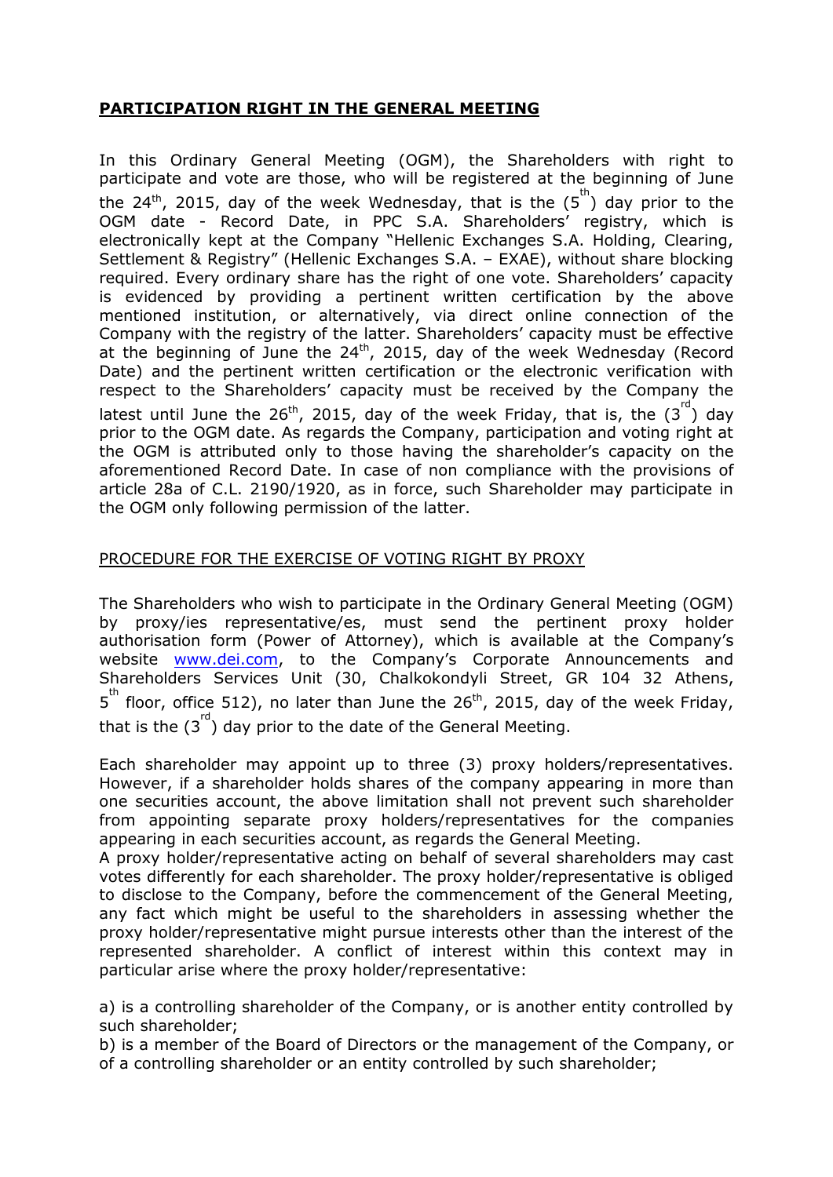## **PARTICIPATION RIGHT IN THE GENERAL MEETING**

In this Ordinary General Meeting (OGM), the Shareholders with right to participate and vote are those, who will be registered at the beginning of June the 24th, 2015, day of the week Wednesday, that is the (5th) day prior to the OGM date - Record Date, in PPC S.A. Shareholders' registry, which is electronically kept at the Company "Hellenic Exchanges S.A. Holding, Clearing, Settlement & Registry" (Hellenic Exchanges S.A. – EXAE), without share blocking required. Every ordinary share has the right of one vote. Shareholders' capacity is evidenced by providing a pertinent written certification by the above mentioned institution, or alternatively, via direct online connection of the Company with the registry of the latter. Shareholders' capacity must be effective at the beginning of June the 24th, 2015, day of the week Wednesday (Record Date) and the pertinent written certification or the electronic verification with respect to the Shareholders' capacity must be received by the Company the latest until June the 26th, 2015, day of the week Friday, that is, the (3rd) day prior to the OGM date. As regards the Company, participation and voting right at the OGM is attributed only to those having the shareholder's capacity on the aforementioned Record Date. In case of non compliance with the provisions of article 28a of C.L. 2190/1920, as in force, such Shareholder may participate in the OGM only following permission of the latter.

### PROCEDURE FOR THE EXERCISE OF VOTING RIGHT BY PROXY

The Shareholders who wish to participate in the Ordinary General Meeting (OGM) by proxy/ies representative/es, must send the pertinent proxy holder authorisation form (Power of Attorney), which is available at the Company's website www.dei.com, to the Company's Corporate Announcements and Shareholders Services Unit (30, Chalkokondyli Street, GR 104 32 Athens, 5th floor, office 512), no later than June the 26th, 2015, day of the week Friday, that is the (3rd) day prior to the date of the General Meeting.

Each shareholder may appoint up to three (3) proxy holders/representatives. However, if a shareholder holds shares of the company appearing in more than one securities account, the above limitation shall not prevent such shareholder from appointing separate proxy holders/representatives for the companies appearing in each securities account, as regards the General Meeting.
A proxy holder/representative acting on behalf of several shareholders may cast votes differently for each shareholder. The proxy holder/representative is obliged to disclose to the Company, before the commencement of the General Meeting, any fact which might be useful to the shareholders in assessing whether the proxy holder/representative might pursue interests other than the interest of the represented shareholder. A conflict of interest within this context may in particular arise where the proxy holder/representative:

a) is a controlling shareholder of the Company, or is another entity controlled by such shareholder;
b) is a member of the Board of Directors or the management of the Company, or of a controlling shareholder or an entity controlled by such shareholder;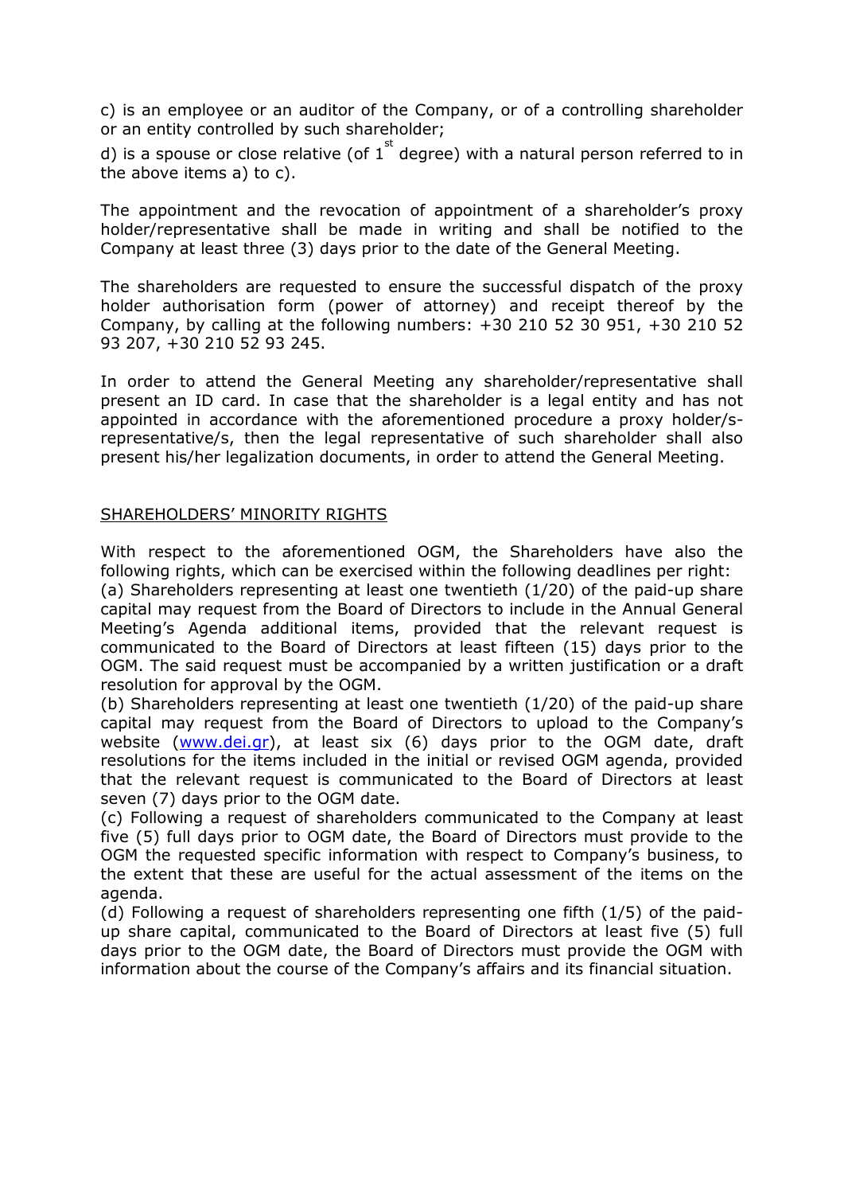c) is an employee or an auditor of the Company, or of a controlling shareholder or an entity controlled by such shareholder;

d) is a spouse or close relative (of 1[st] degree) with a natural person referred to in the above items a) to c).

The appointment and the revocation of appointment of a shareholder's proxy holder/representative shall be made in writing and shall be notified to the Company at least three (3) days prior to the date of the General Meeting.

The shareholders are requested to ensure the successful dispatch of the proxy holder authorisation form (power of attorney) and receipt thereof by the Company, by calling at the following numbers: +30 210 52 30 951, +30 210 52 93 207, +30 210 52 93 245.

In order to attend the General Meeting any shareholder/representative shall present an ID card. In case that the shareholder is a legal entity and has not appointed in accordance with the aforementioned procedure a proxy holder/s-representative/s, then the legal representative of such shareholder shall also present his/her legalization documents, in order to attend the General Meeting.

SHAREHOLDERS' MINORITY RIGHTS

With respect to the aforementioned OGM, the Shareholders have also the following rights, which can be exercised within the following deadlines per right:

(a) Shareholders representing at least one twentieth (1/20) of the paid-up share capital may request from the Board of Directors to include in the Annual General Meeting's Agenda additional items, provided that the relevant request is communicated to the Board of Directors at least fifteen (15) days prior to the OGM. The said request must be accompanied by a written justification or a draft resolution for approval by the OGM.

(b) Shareholders representing at least one twentieth (1/20) of the paid-up share capital may request from the Board of Directors to upload to the Company's website ([www.dei.gr](www.dei.gr)), at least six (6) days prior to the OGM date, draft resolutions for the items included in the initial or revised OGM agenda, provided that the relevant request is communicated to the Board of Directors at least seven (7) days prior to the OGM date.

(c) Following a request of shareholders communicated to the Company at least five (5) full days prior to OGM date, the Board of Directors must provide to the OGM the requested specific information with respect to Company's business, to the extent that these are useful for the actual assessment of the items on the agenda.

(d) Following a request of shareholders representing one fifth (1/5) of the paid-up share capital, communicated to the Board of Directors at least five (5) full days prior to the OGM date, the Board of Directors must provide the OGM with information about the course of the Company's affairs and its financial situation.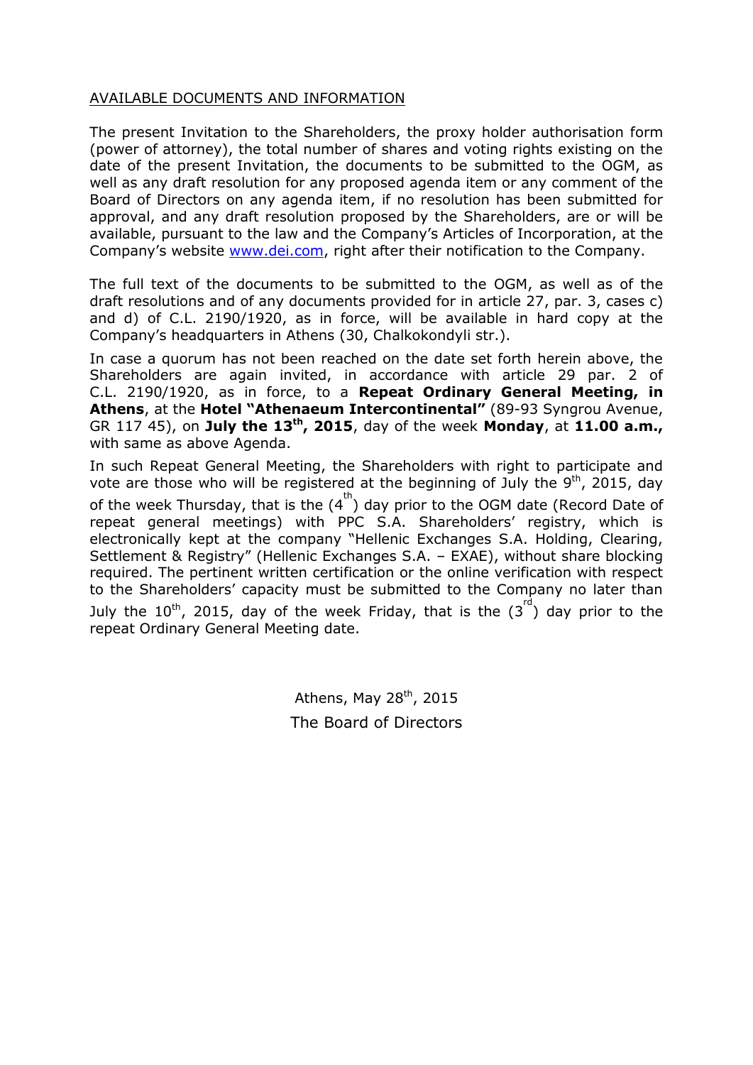AVAILABLE DOCUMENTS AND INFORMATION

The present Invitation to the Shareholders, the proxy holder authorisation form (power of attorney), the total number of shares and voting rights existing on the date of the present Invitation, the documents to be submitted to the OGM, as well as any draft resolution for any proposed agenda item or any comment of the Board of Directors on any agenda item, if no resolution has been submitted for approval, and any draft resolution proposed by the Shareholders, are or will be available, pursuant to the law and the Company's Articles of Incorporation, at the Company's website www.dei.com, right after their notification to the Company.

The full text of the documents to be submitted to the OGM, as well as of the draft resolutions and of any documents provided for in article 27, par. 3, cases c) and d) of C.L. 2190/1920, as in force, will be available in hard copy at the Company's headquarters in Athens (30, Chalkokondyli str.).

In case a quorum has not been reached on the date set forth herein above, the Shareholders are again invited, in accordance with article 29 par. 2 of C.L. 2190/1920, as in force, to a **Repeat Ordinary General Meeting, in Athens**, at the **Hotel "Athenaeum Intercontinental"** (89-93 Syngrou Avenue, GR 117 45), on **July the 13th, 2015**, day of the week **Monday**, at **11.00 a.m.,** with same as above Agenda.

In such Repeat General Meeting, the Shareholders with right to participate and vote are those who will be registered at the beginning of July the 9th, 2015, day of the week Thursday, that is the (4th) day prior to the OGM date (Record Date of repeat general meetings) with PPC S.A. Shareholders' registry, which is electronically kept at the company "Hellenic Exchanges S.A. Holding, Clearing, Settlement & Registry" (Hellenic Exchanges S.A. – EXAE), without share blocking required. The pertinent written certification or the online verification with respect to the Shareholders' capacity must be submitted to the Company no later than July the 10th, 2015, day of the week Friday, that is the (3rd) day prior to the repeat Ordinary General Meeting date.

Athens, May 28th, 2015

The Board of Directors